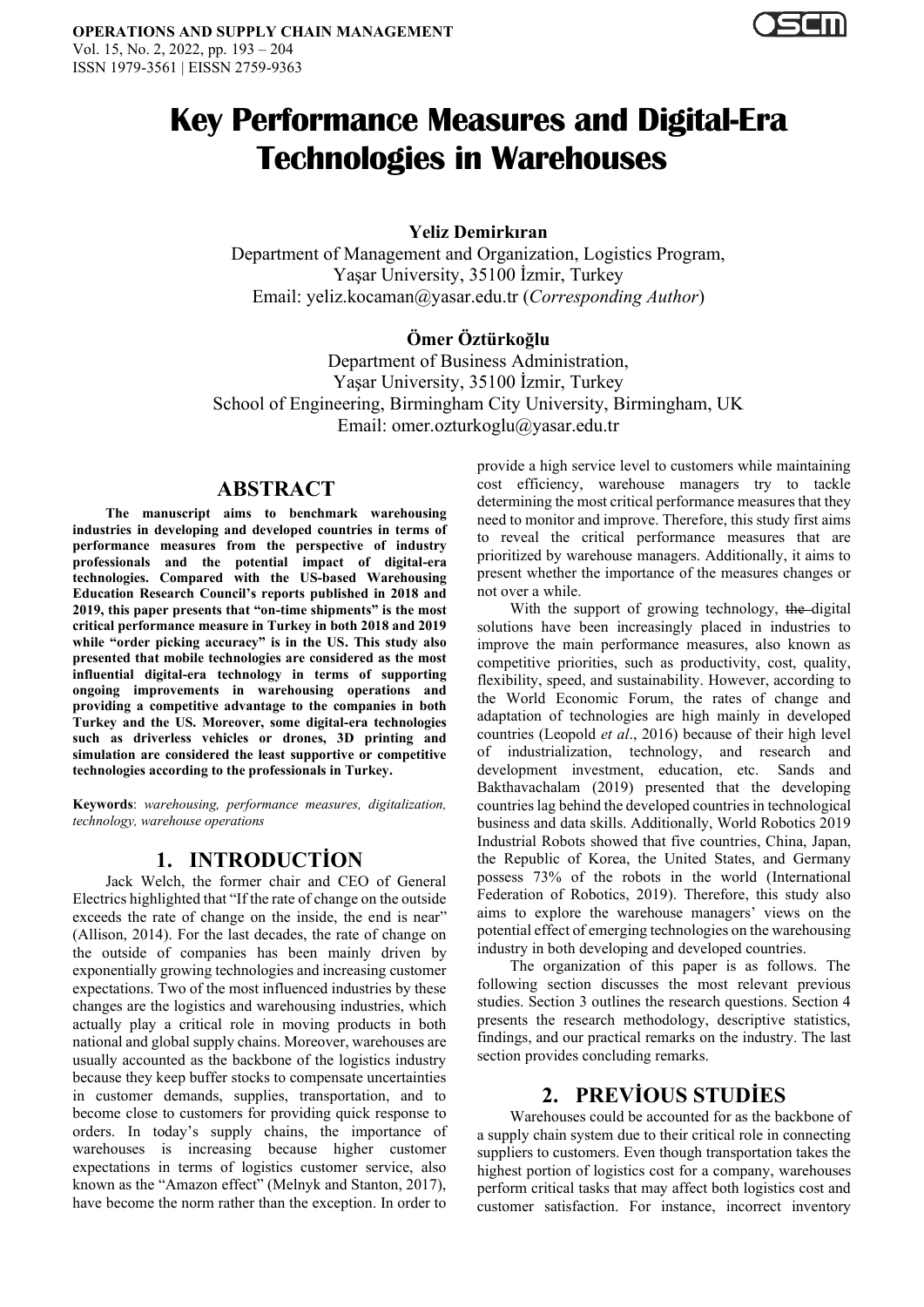# Key Performance Measures and Digital-Era Technologies in Warehouses

**Yeliz Demirkıran**

Department of Management and Organization, Logistics Program,
Yaşar University, 35100 İzmir, Turkey
Email: yeliz.kocaman@yasar.edu.tr (*Corresponding Author*)

**Ömer Öztürkoğlu**

Department of Business Administration,
Yaşar University, 35100 İzmir, Turkey
School of Engineering, Birmingham City University, Birmingham, UK
Email: omer.ozturkoglu@yasar.edu.tr

## ABSTRACT

**The manuscript aims to benchmark warehousing industries in developing and developed countries in terms of performance measures from the perspective of industry professionals and the potential impact of digital-era technologies. Compared with the US-based Warehousing Education Research Council's reports published in 2018 and 2019, this paper presents that "on-time shipments" is the most critical performance measure in Turkey in both 2018 and 2019 while "order picking accuracy" is in the US. This study also presented that mobile technologies are considered as the most influential digital-era technology in terms of supporting ongoing improvements in warehousing operations and providing a competitive advantage to the companies in both Turkey and the US. Moreover, some digital-era technologies such as driverless vehicles or drones, 3D printing and simulation are considered the least supportive or competitive technologies according to the professionals in Turkey.**

**Keywords**: *warehousing, performance measures, digitalization, technology, warehouse operations*

## 1. INTRODUCTİON

Jack Welch, the former chair and CEO of General Electrics highlighted that "If the rate of change on the outside exceeds the rate of change on the inside, the end is near" (Allison, 2014). For the last decades, the rate of change on the outside of companies has been mainly driven by exponentially growing technologies and increasing customer expectations. Two of the most influenced industries by these changes are the logistics and warehousing industries, which actually play a critical role in moving products in both national and global supply chains. Moreover, warehouses are usually accounted as the backbone of the logistics industry because they keep buffer stocks to compensate uncertainties in customer demands, supplies, transportation, and to become close to customers for providing quick response to orders. In today's supply chains, the importance of warehouses is increasing because higher customer expectations in terms of logistics customer service, also known as the "Amazon effect" (Melnyk and Stanton, 2017), have become the norm rather than the exception. In order to provide a high service level to customers while maintaining cost efficiency, warehouse managers try to tackle determining the most critical performance measures that they need to monitor and improve. Therefore, this study first aims to reveal the critical performance measures that are prioritized by warehouse managers. Additionally, it aims to present whether the importance of the measures changes or not over a while.

With the support of growing technology, ~~the~~ digital solutions have been increasingly placed in industries to improve the main performance measures, also known as competitive priorities, such as productivity, cost, quality, flexibility, speed, and sustainability. However, according to the World Economic Forum, the rates of change and adaptation of technologies are high mainly in developed countries (Leopold *et al*., 2016) because of their high level of industrialization, technology, and research and development investment, education, etc. Sands and Bakthavachalam (2019) presented that the developing countries lag behind the developed countries in technological business and data skills. Additionally, World Robotics 2019 Industrial Robots showed that five countries, China, Japan, the Republic of Korea, the United States, and Germany possess 73% of the robots in the world (International Federation of Robotics, 2019). Therefore, this study also aims to explore the warehouse managers' views on the potential effect of emerging technologies on the warehousing industry in both developing and developed countries.

The organization of this paper is as follows. The following section discusses the most relevant previous studies. Section 3 outlines the research questions. Section 4 presents the research methodology, descriptive statistics, findings, and our practical remarks on the industry. The last section provides concluding remarks.

## 2. PREVİOUS STUDİES

Warehouses could be accounted for as the backbone of a supply chain system due to their critical role in connecting suppliers to customers. Even though transportation takes the highest portion of logistics cost for a company, warehouses perform critical tasks that may affect both logistics cost and customer satisfaction. For instance, incorrect inventory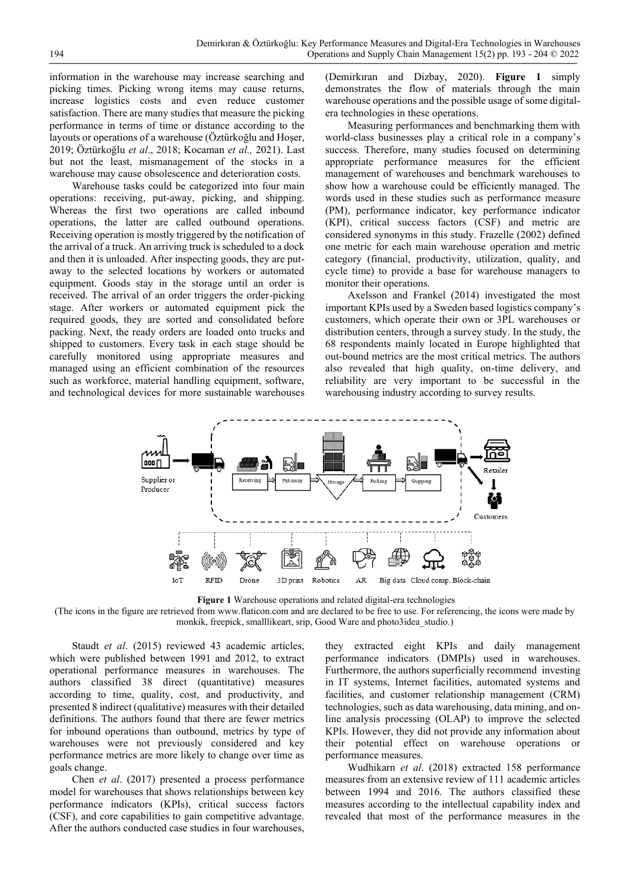information in the warehouse may increase searching and picking times. Picking wrong items may cause returns, increase logistics costs and even reduce customer satisfaction. There are many studies that measure the picking performance in terms of time or distance according to the layouts or operations of a warehouse (Öztürkoğlu and Hoşer, 2019; Öztürkoğlu *et al*., 2018; Kocaman *et al.,* 2021). Last but not the least, mismanagement of the stocks in a warehouse may cause obsolescence and deterioration costs.

Warehouse tasks could be categorized into four main operations: receiving, put-away, picking, and shipping. Whereas the first two operations are called inbound operations, the latter are called outbound operations. Receiving operation is mostly triggered by the notification of the arrival of a truck. An arriving truck is scheduled to a dock and then it is unloaded. After inspecting goods, they are put-away to the selected locations by workers or automated equipment. Goods stay in the storage until an order is received. The arrival of an order triggers the order-picking stage. After workers or automated equipment pick the required goods, they are sorted and consolidated before packing. Next, the ready orders are loaded onto trucks and shipped to customers. Every task in each stage should be carefully monitored using appropriate measures and managed using an efficient combination of the resources such as workforce, material handling equipment, software, and technological devices for more sustainable warehouses (Demirkıran and Dizbay, 2020). **Figure 1** simply demonstrates the flow of materials through the main warehouse operations and the possible usage of some digital-era technologies in these operations.

Measuring performances and benchmarking them with world-class businesses play a critical role in a company's success. Therefore, many studies focused on determining appropriate performance measures for the efficient management of warehouses and benchmark warehouses to show how a warehouse could be efficiently managed. The words used in these studies such as performance measure (PM), performance indicator, key performance indicator (KPI), critical success factors (CSF) and metric are considered synonyms in this study. Frazelle (2002) defined one metric for each main warehouse operation and metric category (financial, productivity, utilization, quality, and cycle time) to provide a base for warehouse managers to monitor their operations.

Axelsson and Frankel (2014) investigated the most important KPIs used by a Sweden based logistics company's customers, which operate their own or 3PL warehouses or distribution centers, through a survey study. In the study, the 68 respondents mainly located in Europe highlighted that out-bound metrics are the most critical metrics. The authors also revealed that high quality, on-time delivery, and reliability are very important to be successful in the warehousing industry according to survey results.

**Figure 1** Warehouse operations and related digital-era technologies
(The icons in the figure are retrieved from www.flaticon.com and are declared to be free to use. For referencing, the icons were made by monkik, freepick, smalllikeart, srip, Good Ware and photo3idea_studio.)

Staudt *et al*. (2015) reviewed 43 academic articles, which were published between 1991 and 2012, to extract operational performance measures in warehouses. The authors classified 38 direct (quantitative) measures according to time, quality, cost, and productivity, and presented 8 indirect (qualitative) measures with their detailed definitions. The authors found that there are fewer metrics for inbound operations than outbound, metrics by type of warehouses were not previously considered and key performance metrics are more likely to change over time as goals change.

Chen *et al*. (2017) presented a process performance model for warehouses that shows relationships between key performance indicators (KPIs), critical success factors (CSF), and core capabilities to gain competitive advantage. After the authors conducted case studies in four warehouses, they extracted eight KPIs and daily management performance indicators (DMPIs) used in warehouses. Furthermore, the authors superficially recommend investing in IT systems, Internet facilities, automated systems and facilities, and customer relationship management (CRM) technologies, such as data warehousing, data mining, and on-line analysis processing (OLAP) to improve the selected KPIs. However, they did not provide any information about their potential effect on warehouse operations or performance measures.

Wudhikarn *et al*. (2018) extracted 158 performance measures from an extensive review of 111 academic articles between 1994 and 2016. The authors classified these measures according to the intellectual capability index and revealed that most of the performance measures in the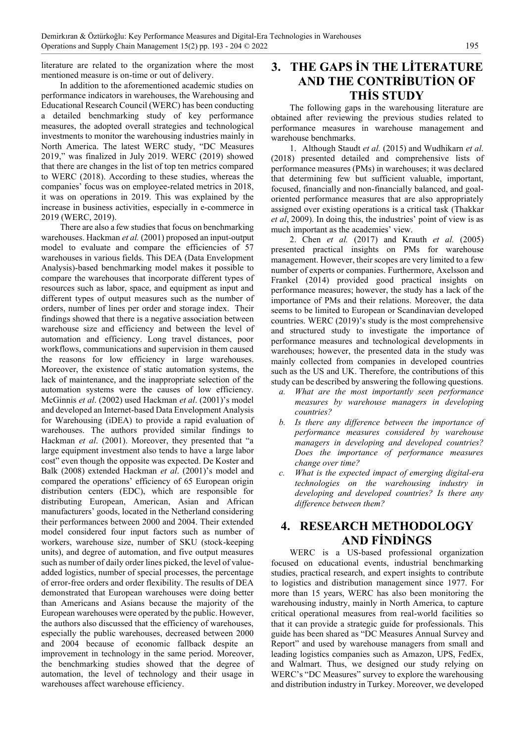literature are related to the organization where the most mentioned measure is on-time or out of delivery.

In addition to the aforementioned academic studies on performance indicators in warehouses, the Warehousing and Educational Research Council (WERC) has been conducting a detailed benchmarking study of key performance measures, the adopted overall strategies and technological investments to monitor the warehousing industries mainly in North America. The latest WERC study, "DC Measures 2019," was finalized in July 2019. WERC (2019) showed that there are changes in the list of top ten metrics compared to WERC (2018). According to these studies, whereas the companies' focus was on employee-related metrics in 2018, it was on operations in 2019. This was explained by the increase in business activities, especially in e-commerce in 2019 (WERC, 2019).

There are also a few studies that focus on benchmarking warehouses. Hackman *et al.* (2001) proposed an input-output model to evaluate and compare the efficiencies of 57 warehouses in various fields. This DEA (Data Envelopment Analysis)-based benchmarking model makes it possible to compare the warehouses that incorporate different types of resources such as labor, space, and equipment as input and different types of output measures such as the number of orders, number of lines per order and storage index. Their findings showed that there is a negative association between warehouse size and efficiency and between the level of automation and efficiency. Long travel distances, poor workflows, communications and supervision in them caused the reasons for low efficiency in large warehouses. Moreover, the existence of static automation systems, the lack of maintenance, and the inappropriate selection of the automation systems were the causes of low efficiency. McGinnis *et al*. (2002) used Hackman *et al*. (2001)'s model and developed an Internet-based Data Envelopment Analysis for Warehousing (iDEA) to provide a rapid evaluation of warehouses. The authors provided similar findings to Hackman *et al*. (2001). Moreover, they presented that "a large equipment investment also tends to have a large labor cost" even though the opposite was expected. De Koster and Balk (2008) extended Hackman *et al*. (2001)'s model and compared the operations' efficiency of 65 European origin distribution centers (EDC), which are responsible for distributing European, American, Asian and African manufacturers' goods, located in the Netherland considering their performances between 2000 and 2004. Their extended model considered four input factors such as number of workers, warehouse size, number of SKU (stock-keeping units), and degree of automation, and five output measures such as number of daily order lines picked, the level of value-added logistics, number of special processes, the percentage of error-free orders and order flexibility. The results of DEA demonstrated that European warehouses were doing better than Americans and Asians because the majority of the European warehouses were operated by the public. However, the authors also discussed that the efficiency of warehouses, especially the public warehouses, decreased between 2000 and 2004 because of economic fallback despite an improvement in technology in the same period. Moreover, the benchmarking studies showed that the degree of automation, the level of technology and their usage in warehouses affect warehouse efficiency.

# 3. THE GAPS İN THE LİTERATURE AND THE CONTRİBUTİON OF THİS STUDY

The following gaps in the warehousing literature are obtained after reviewing the previous studies related to performance measures in warehouse management and warehouse benchmarks.

1. Although Staudt *et al.* (2015) and Wudhikarn *et al*. (2018) presented detailed and comprehensive lists of performance measures (PMs) in warehouses; it was declared that determining few but sufficient valuable, important, focused, financially and non-financially balanced, and goal-oriented performance measures that are also appropriately assigned over existing operations is a critical task (Thakkar *et al*, 2009). In doing this, the industries' point of view is as much important as the academies' view.

2. Chen *et al.* (2017) and Krauth *et al.* (2005) presented practical insights on PMs for warehouse management. However, their scopes are very limited to a few number of experts or companies. Furthermore, Axelsson and Frankel (2014) provided good practical insights on performance measures; however, the study has a lack of the importance of PMs and their relations. Moreover, the data seems to be limited to European or Scandinavian developed countries. WERC (2019)'s study is the most comprehensive and structured study to investigate the importance of performance measures and technological developments in warehouses; however, the presented data in the study was mainly collected from companies in developed countries such as the US and UK. Therefore, the contributions of this study can be described by answering the following questions.

   a. *What are the most importantly seen performance measures by warehouse managers in developing countries?*
   b. *Is there any difference between the importance of performance measures considered by warehouse managers in developing and developed countries? Does the importance of performance measures change over time?*
   c. *What is the expected impact of emerging digital-era technologies on the warehousing industry in developing and developed countries? Is there any difference between them?*

# 4. RESEARCH METHODOLOGY AND FİNDİNGS

WERC is a US-based professional organization focused on educational events, industrial benchmarking studies, practical research, and expert insights to contribute to logistics and distribution management since 1977. For more than 15 years, WERC has also been monitoring the warehousing industry, mainly in North America, to capture critical operational measures from real-world facilities so that it can provide a strategic guide for professionals. This guide has been shared as "DC Measures Annual Survey and Report" and used by warehouse managers from small and leading logistics companies such as Amazon, UPS, FedEx, and Walmart. Thus, we designed our study relying on WERC's "DC Measures" survey to explore the warehousing and distribution industry in Turkey. Moreover, we developed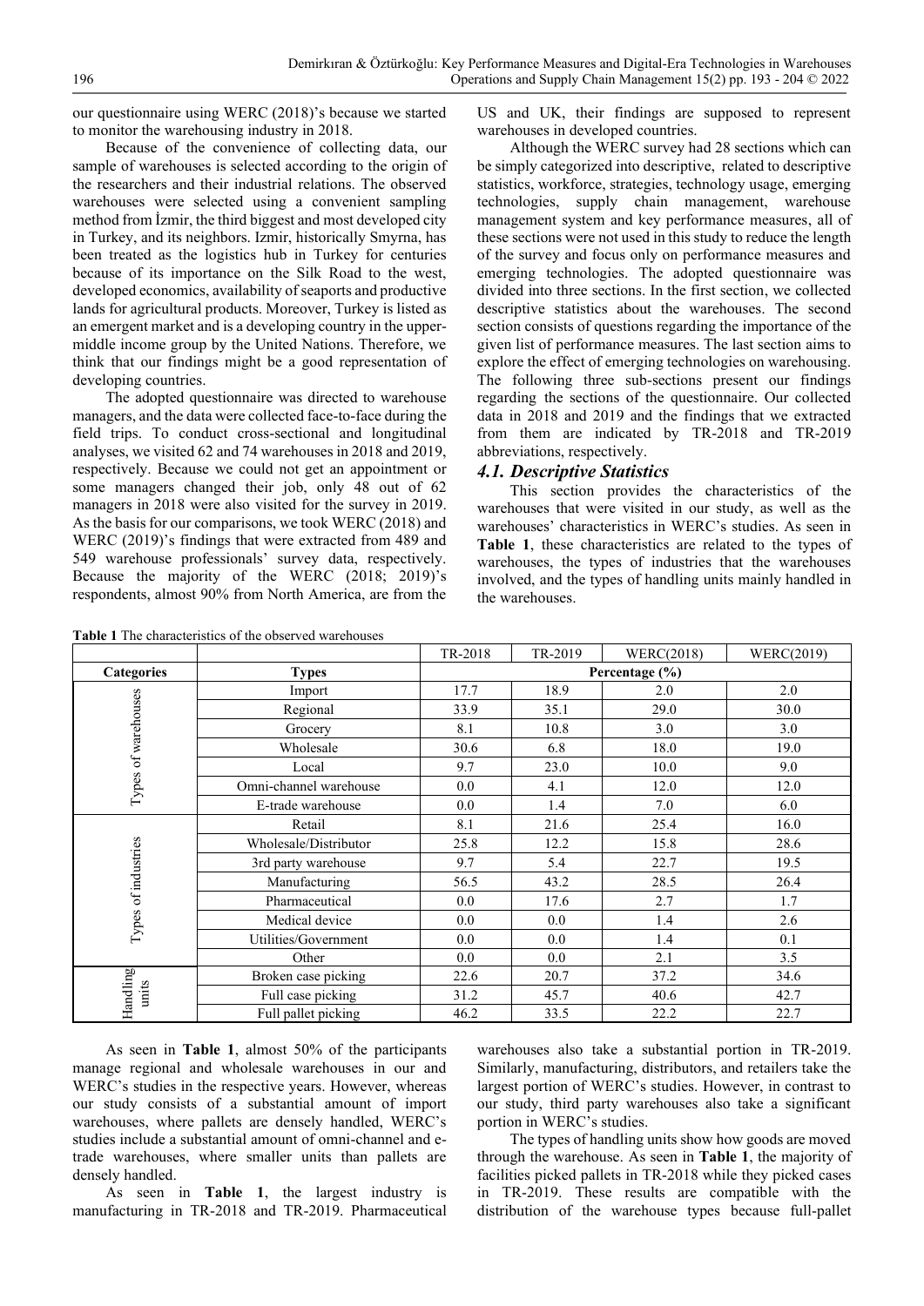our questionnaire using WERC (2018)'s because we started to monitor the warehousing industry in 2018.

Because of the convenience of collecting data, our sample of warehouses is selected according to the origin of the researchers and their industrial relations. The observed warehouses were selected using a convenient sampling method from İzmir, the third biggest and most developed city in Turkey, and its neighbors. Izmir, historically Smyrna, has been treated as the logistics hub in Turkey for centuries because of its importance on the Silk Road to the west, developed economics, availability of seaports and productive lands for agricultural products. Moreover, Turkey is listed as an emergent market and is a developing country in the upper-middle income group by the United Nations. Therefore, we think that our findings might be a good representation of developing countries.

The adopted questionnaire was directed to warehouse managers, and the data were collected face-to-face during the field trips. To conduct cross-sectional and longitudinal analyses, we visited 62 and 74 warehouses in 2018 and 2019, respectively. Because we could not get an appointment or some managers changed their job, only 48 out of 62 managers in 2018 were also visited for the survey in 2019. As the basis for our comparisons, we took WERC (2018) and WERC (2019)'s findings that were extracted from 489 and 549 warehouse professionals' survey data, respectively. Because the majority of the WERC (2018; 2019)'s respondents, almost 90% from North America, are from the US and UK, their findings are supposed to represent warehouses in developed countries.

Although the WERC survey had 28 sections which can be simply categorized into descriptive, related to descriptive statistics, workforce, strategies, technology usage, emerging technologies, supply chain management, warehouse management system and key performance measures, all of these sections were not used in this study to reduce the length of the survey and focus only on performance measures and emerging technologies. The adopted questionnaire was divided into three sections. In the first section, we collected descriptive statistics about the warehouses. The second section consists of questions regarding the importance of the given list of performance measures. The last section aims to explore the effect of emerging technologies on warehousing. The following three sub-sections present our findings regarding the sections of the questionnaire. Our collected data in 2018 and 2019 and the findings that we extracted from them are indicated by TR-2018 and TR-2019 abbreviations, respectively.

### *4.1. Descriptive Statistics*

This section provides the characteristics of the warehouses that were visited in our study, as well as the warehouses' characteristics in WERC's studies. As seen in **Table 1**, these characteristics are related to the types of warehouses, the types of industries that the warehouses involved, and the types of handling units mainly handled in the warehouses.

**Table 1** The characteristics of the observed warehouses

| | | TR-2018 | TR-2019 | WERC(2018) | WERC(2019) |
|---|---|---|---|---|---|
| **Categories** | **Types** | **Percentage (%)** | | | |
| Types of warehouses | Import | 17.7 | 18.9 | 2.0 | 2.0 |
| | Regional | 33.9 | 35.1 | 29.0 | 30.0 |
| | Grocery | 8.1 | 10.8 | 3.0 | 3.0 |
| | Wholesale | 30.6 | 6.8 | 18.0 | 19.0 |
| | Local | 9.7 | 23.0 | 10.0 | 9.0 |
| | Omni-channel warehouse | 0.0 | 4.1 | 12.0 | 12.0 |
| | E-trade warehouse | 0.0 | 1.4 | 7.0 | 6.0 |
| Types of industries | Retail | 8.1 | 21.6 | 25.4 | 16.0 |
| | Wholesale/Distributor | 25.8 | 12.2 | 15.8 | 28.6 |
| | 3rd party warehouse | 9.7 | 5.4 | 22.7 | 19.5 |
| | Manufacturing | 56.5 | 43.2 | 28.5 | 26.4 |
| | Pharmaceutical | 0.0 | 17.6 | 2.7 | 1.7 |
| | Medical device | 0.0 | 0.0 | 1.4 | 2.6 |
| | Utilities/Government | 0.0 | 0.0 | 1.4 | 0.1 |
| | Other | 0.0 | 0.0 | 2.1 | 3.5 |
| Handling units | Broken case picking | 22.6 | 20.7 | 37.2 | 34.6 |
| | Full case picking | 31.2 | 45.7 | 40.6 | 42.7 |
| | Full pallet picking | 46.2 | 33.5 | 22.2 | 22.7 |

As seen in **Table 1**, almost 50% of the participants manage regional and wholesale warehouses in our and WERC's studies in the respective years. However, whereas our study consists of a substantial amount of import warehouses, where pallets are densely handled, WERC's studies include a substantial amount of omni-channel and e-trade warehouses, where smaller units than pallets are densely handled.

As seen in **Table 1**, the largest industry is manufacturing in TR-2018 and TR-2019. Pharmaceutical warehouses also take a substantial portion in TR-2019. Similarly, manufacturing, distributors, and retailers take the largest portion of WERC's studies. However, in contrast to our study, third party warehouses also take a significant portion in WERC's studies.

The types of handling units show how goods are moved through the warehouse. As seen in **Table 1**, the majority of facilities picked pallets in TR-2018 while they picked cases in TR-2019. These results are compatible with the distribution of the warehouse types because full-pallet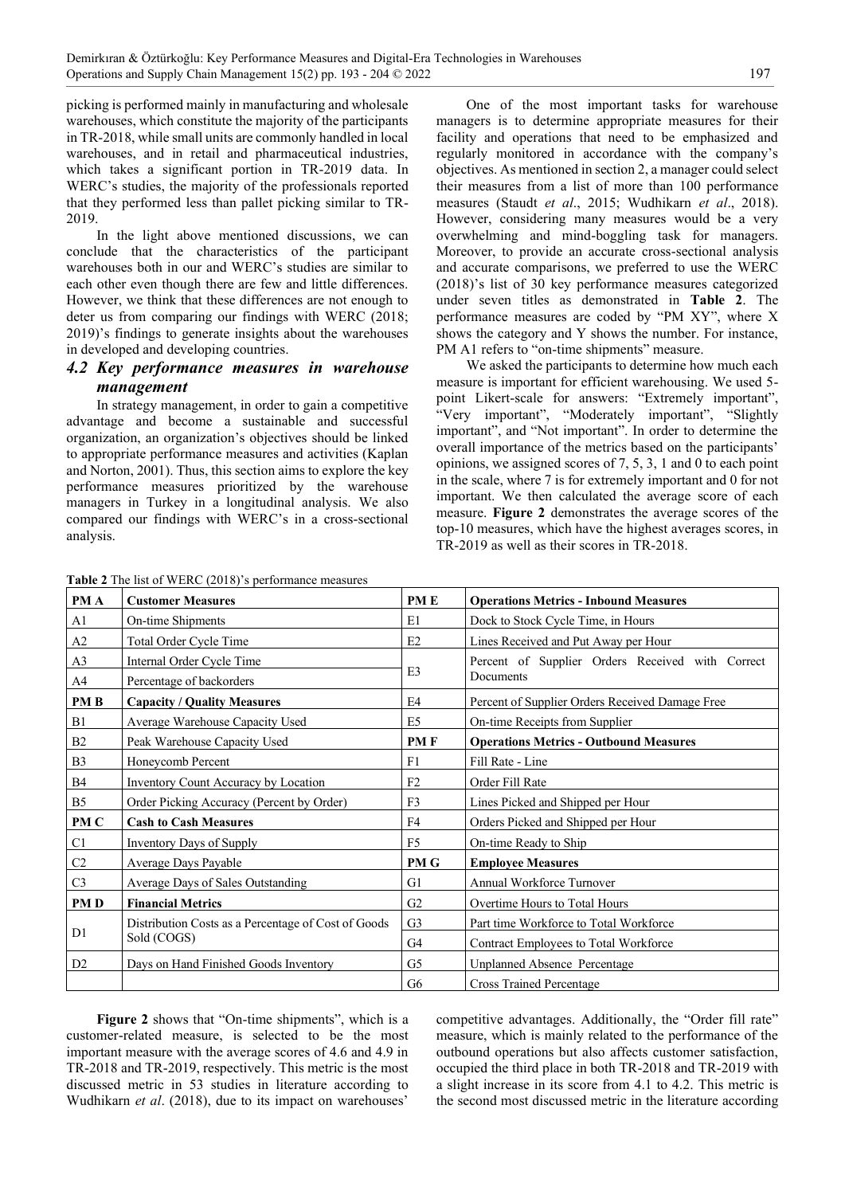picking is performed mainly in manufacturing and wholesale warehouses, which constitute the majority of the participants in TR-2018, while small units are commonly handled in local warehouses, and in retail and pharmaceutical industries, which takes a significant portion in TR-2019 data. In WERC's studies, the majority of the professionals reported that they performed less than pallet picking similar to TR-2019.

In the light above mentioned discussions, we can conclude that the characteristics of the participant warehouses both in our and WERC's studies are similar to each other even though there are few and little differences. However, we think that these differences are not enough to deter us from comparing our findings with WERC (2018; 2019)'s findings to generate insights about the warehouses in developed and developing countries.

### *4.2 Key performance measures in warehouse management*

In strategy management, in order to gain a competitive advantage and become a sustainable and successful organization, an organization's objectives should be linked to appropriate performance measures and activities (Kaplan and Norton, 2001). Thus, this section aims to explore the key performance measures prioritized by the warehouse managers in Turkey in a longitudinal analysis. We also compared our findings with WERC's in a cross-sectional analysis.

One of the most important tasks for warehouse managers is to determine appropriate measures for their facility and operations that need to be emphasized and regularly monitored in accordance with the company's objectives. As mentioned in section 2, a manager could select their measures from a list of more than 100 performance measures (Staudt *et al*., 2015; Wudhikarn *et al*., 2018). However, considering many measures would be a very overwhelming and mind-boggling task for managers. Moreover, to provide an accurate cross-sectional analysis and accurate comparisons, we preferred to use the WERC (2018)'s list of 30 key performance measures categorized under seven titles as demonstrated in **Table 2**. The performance measures are coded by "PM XY", where X shows the category and Y shows the number. For instance, PM A1 refers to "on-time shipments" measure.

We asked the participants to determine how much each measure is important for efficient warehousing. We used 5-point Likert-scale for answers: "Extremely important", "Very important", "Moderately important", "Slightly important", and "Not important". In order to determine the overall importance of the metrics based on the participants' opinions, we assigned scores of 7, 5, 3, 1 and 0 to each point in the scale, where 7 is for extremely important and 0 for not important. We then calculated the average score of each measure. **Figure 2** demonstrates the average scores of the top-10 measures, which have the highest averages scores, in TR-2019 as well as their scores in TR-2018.

**Table 2** The list of WERC (2018)'s performance measures

| PM A | Customer Measures | PM E | Operations Metrics - Inbound Measures |
|---|---|---|---|
| A1 | On-time Shipments | E1 | Dock to Stock Cycle Time, in Hours |
| A2 | Total Order Cycle Time | E2 | Lines Received and Put Away per Hour |
| A3 | Internal Order Cycle Time | E3 | Percent of Supplier Orders Received with Correct Documents |
| A4 | Percentage of backorders | | |
| **PM B** | **Capacity / Quality Measures** | E4 | Percent of Supplier Orders Received Damage Free |
| B1 | Average Warehouse Capacity Used | E5 | On-time Receipts from Supplier |
| B2 | Peak Warehouse Capacity Used | **PM F** | **Operations Metrics - Outbound Measures** |
| B3 | Honeycomb Percent | F1 | Fill Rate - Line |
| B4 | Inventory Count Accuracy by Location | F2 | Order Fill Rate |
| B5 | Order Picking Accuracy (Percent by Order) | F3 | Lines Picked and Shipped per Hour |
| **PM C** | **Cash to Cash Measures** | F4 | Orders Picked and Shipped per Hour |
| C1 | Inventory Days of Supply | F5 | On-time Ready to Ship |
| C2 | Average Days Payable | **PM G** | **Employee Measures** |
| C3 | Average Days of Sales Outstanding | G1 | Annual Workforce Turnover |
| **PM D** | **Financial Metrics** | G2 | Overtime Hours to Total Hours |
| D1 | Distribution Costs as a Percentage of Cost of Goods Sold (COGS) | G3 | Part time Workforce to Total Workforce |
| | | G4 | Contract Employees to Total Workforce |
| D2 | Days on Hand Finished Goods Inventory | G5 | Unplanned Absence Percentage |
| | | G6 | Cross Trained Percentage |

**Figure 2** shows that "On-time shipments", which is a customer-related measure, is selected to be the most important measure with the average scores of 4.6 and 4.9 in TR-2018 and TR-2019, respectively. This metric is the most discussed metric in 53 studies in literature according to Wudhikarn *et al*. (2018), due to its impact on warehouses' competitive advantages. Additionally, the "Order fill rate" measure, which is mainly related to the performance of the outbound operations but also affects customer satisfaction, occupied the third place in both TR-2018 and TR-2019 with a slight increase in its score from 4.1 to 4.2. This metric is the second most discussed metric in the literature according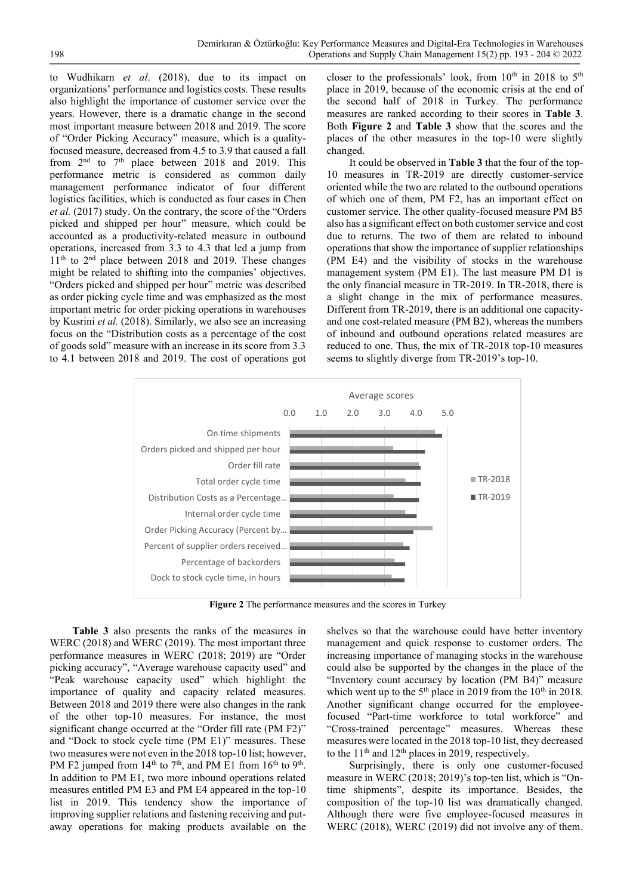to Wudhikarn *et al*. (2018), due to its impact on organizations' performance and logistics costs. These results also highlight the importance of customer service over the years. However, there is a dramatic change in the second most important measure between 2018 and 2019. The score of "Order Picking Accuracy" measure, which is a quality-focused measure, decreased from 4.5 to 3.9 that caused a fall from 2nd to 7th place between 2018 and 2019. This performance metric is considered as common daily management performance indicator of four different logistics facilities, which is conducted as four cases in Chen *et al.* (2017) study. On the contrary, the score of the "Orders picked and shipped per hour" measure, which could be accounted as a productivity-related measure in outbound operations, increased from 3.3 to 4.3 that led a jump from 11th to 2nd place between 2018 and 2019. These changes might be related to shifting into the companies' objectives. "Orders picked and shipped per hour" metric was described as order picking cycle time and was emphasized as the most important metric for order picking operations in warehouses by Kusrini *et al.* (2018). Similarly, we also see an increasing focus on the "Distribution costs as a percentage of the cost of goods sold" measure with an increase in its score from 3.3 to 4.1 between 2018 and 2019. The cost of operations got closer to the professionals' look, from 10th in 2018 to 5th place in 2019, because of the economic crisis at the end of the second half of 2018 in Turkey. The performance measures are ranked according to their scores in **Table 3**. Both **Figure 2** and **Table 3** show that the scores and the places of the other measures in the top-10 were slightly changed.

It could be observed in **Table 3** that the four of the top-10 measures in TR-2019 are directly customer-service oriented while the two are related to the outbound operations of which one of them, PM F2, has an important effect on customer service. The other quality-focused measure PM B5 also has a significant effect on both customer service and cost due to returns. The two of them are related to inbound operations that show the importance of supplier relationships (PM E4) and the visibility of stocks in the warehouse management system (PM E1). The last measure PM D1 is the only financial measure in TR-2019. In TR-2018, there is a slight change in the mix of performance measures. Different from TR-2019, there is an additional one capacity- and one cost-related measure (PM B2), whereas the numbers of inbound and outbound operations related measures are reduced to one. Thus, the mix of TR-2018 top-10 measures seems to slightly diverge from TR-2019's top-10.

**Figure 2** The performance measures and the scores in Turkey

**Table 3** also presents the ranks of the measures in WERC (2018) and WERC (2019). The most important three performance measures in WERC (2018; 2019) are "Order picking accuracy", "Average warehouse capacity used" and "Peak warehouse capacity used" which highlight the importance of quality and capacity related measures. Between 2018 and 2019 there were also changes in the rank of the other top-10 measures. For instance, the most significant change occurred at the "Order fill rate (PM F2)" and "Dock to stock cycle time (PM E1)" measures. These two measures were not even in the 2018 top-10 list; however, PM F2 jumped from 14th to 7th, and PM E1 from 16th to 9th. In addition to PM E1, two more inbound operations related measures entitled PM E3 and PM E4 appeared in the top-10 list in 2019. This tendency show the importance of improving supplier relations and fastening receiving and put-away operations for making products available on the shelves so that the warehouse could have better inventory management and quick response to customer orders. The increasing importance of managing stocks in the warehouse could also be supported by the changes in the place of the "Inventory count accuracy by location (PM B4)" measure which went up to the 5th place in 2019 from the 10th in 2018. Another significant change occurred for the employee-focused "Part-time workforce to total workforce" and "Cross-trained percentage" measures. Whereas these measures were located in the 2018 top-10 list, they decreased to the 11th and 12th places in 2019, respectively.

Surprisingly, there is only one customer-focused measure in WERC (2018; 2019)'s top-ten list, which is "On-time shipments", despite its importance. Besides, the composition of the top-10 list was dramatically changed. Although there were five employee-focused measures in WERC (2018), WERC (2019) did not involve any of them.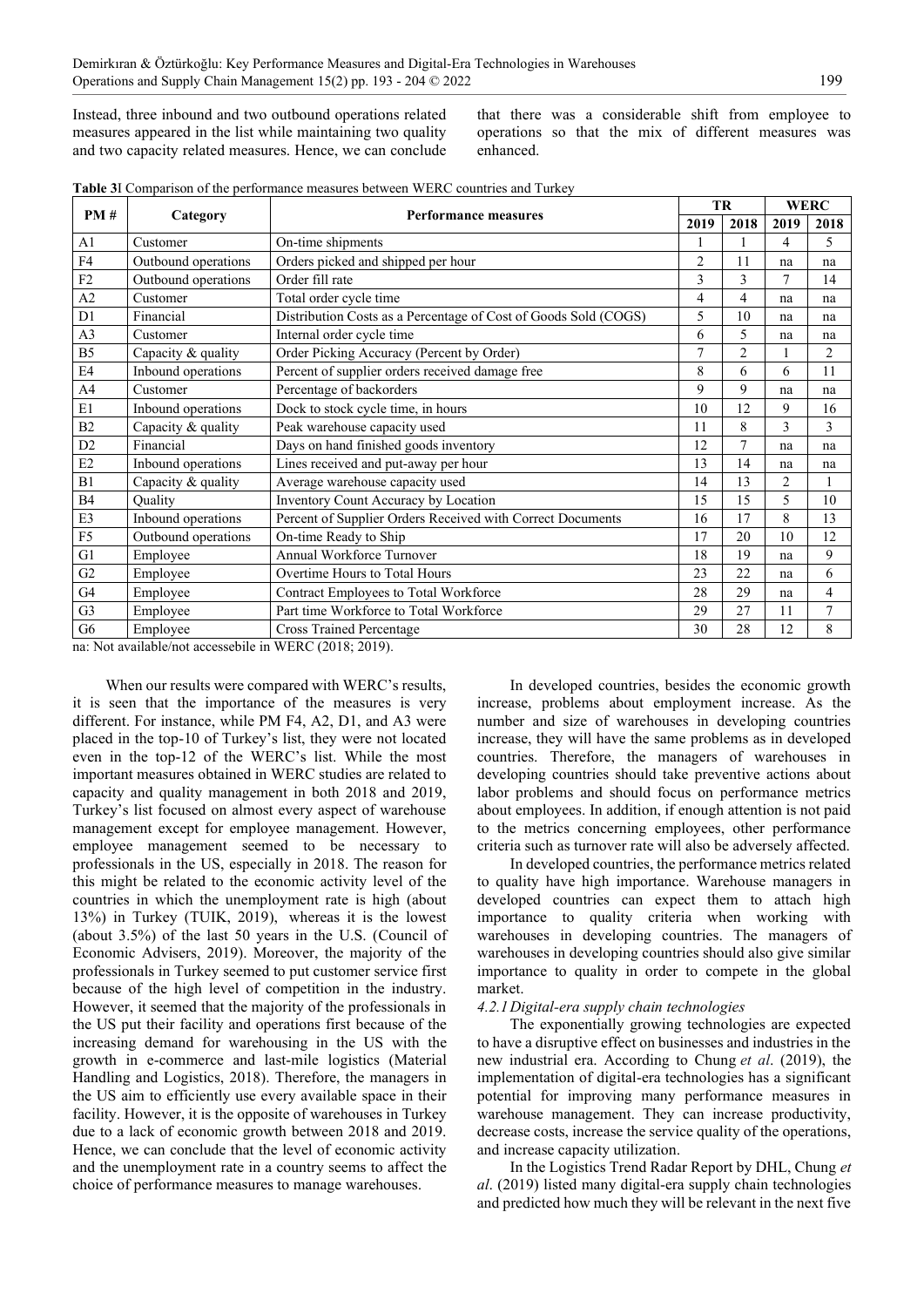Instead, three inbound and two outbound operations related measures appeared in the list while maintaining two quality and two capacity related measures. Hence, we can conclude that there was a considerable shift from employee to operations so that the mix of different measures was enhanced.

**Table 3**| Comparison of the performance measures between WERC countries and Turkey

| PM # | Category | Performance measures | TR | | WERC | |
|---|---|---|---|---|---|---|
| | | | 2019 | 2018 | 2019 | 2018 |
| A1 | Customer | On-time shipments | 1 | 1 | 4 | 5 |
| F4 | Outbound operations | Orders picked and shipped per hour | 2 | 11 | na | na |
| F2 | Outbound operations | Order fill rate | 3 | 3 | 7 | 14 |
| A2 | Customer | Total order cycle time | 4 | 4 | na | na |
| D1 | Financial | Distribution Costs as a Percentage of Cost of Goods Sold (COGS) | 5 | 10 | na | na |
| A3 | Customer | Internal order cycle time | 6 | 5 | na | na |
| B5 | Capacity & quality | Order Picking Accuracy (Percent by Order) | 7 | 2 | 1 | 2 |
| E4 | Inbound operations | Percent of supplier orders received damage free | 8 | 6 | 6 | 11 |
| A4 | Customer | Percentage of backorders | 9 | 9 | na | na |
| E1 | Inbound operations | Dock to stock cycle time, in hours | 10 | 12 | 9 | 16 |
| B2 | Capacity & quality | Peak warehouse capacity used | 11 | 8 | 3 | 3 |
| D2 | Financial | Days on hand finished goods inventory | 12 | 7 | na | na |
| E2 | Inbound operations | Lines received and put-away per hour | 13 | 14 | na | na |
| B1 | Capacity & quality | Average warehouse capacity used | 14 | 13 | 2 | 1 |
| B4 | Quality | Inventory Count Accuracy by Location | 15 | 15 | 5 | 10 |
| E3 | Inbound operations | Percent of Supplier Orders Received with Correct Documents | 16 | 17 | 8 | 13 |
| F5 | Outbound operations | On-time Ready to Ship | 17 | 20 | 10 | 12 |
| G1 | Employee | Annual Workforce Turnover | 18 | 19 | na | 9 |
| G2 | Employee | Overtime Hours to Total Hours | 23 | 22 | na | 6 |
| G4 | Employee | Contract Employees to Total Workforce | 28 | 29 | na | 4 |
| G3 | Employee | Part time Workforce to Total Workforce | 29 | 27 | 11 | 7 |
| G6 | Employee | Cross Trained Percentage | 30 | 28 | 12 | 8 |

na: Not available/not accessebile in WERC (2018; 2019).

When our results were compared with WERC's results, it is seen that the importance of the measures is very different. For instance, while PM F4, A2, D1, and A3 were placed in the top-10 of Turkey's list, they were not located even in the top-12 of the WERC's list. While the most important measures obtained in WERC studies are related to capacity and quality management in both 2018 and 2019, Turkey's list focused on almost every aspect of warehouse management except for employee management. However, employee management seemed to be necessary to professionals in the US, especially in 2018. The reason for this might be related to the economic activity level of the countries in which the unemployment rate is high (about 13%) in Turkey (TUIK, 2019), whereas it is the lowest (about 3.5%) of the last 50 years in the U.S. (Council of Economic Advisers, 2019). Moreover, the majority of the professionals in Turkey seemed to put customer service first because of the high level of competition in the industry. However, it seemed that the majority of the professionals in the US put their facility and operations first because of the increasing demand for warehousing in the US with the growth in e-commerce and last-mile logistics (Material Handling and Logistics, 2018). Therefore, the managers in the US aim to efficiently use every available space in their facility. However, it is the opposite of warehouses in Turkey due to a lack of economic growth between 2018 and 2019. Hence, we can conclude that the level of economic activity and the unemployment rate in a country seems to affect the choice of performance measures to manage warehouses.

In developed countries, besides the economic growth increase, problems about employment increase. As the number and size of warehouses in developing countries increase, they will have the same problems as in developed countries. Therefore, the managers of warehouses in developing countries should take preventive actions about labor problems and should focus on performance metrics about employees. In addition, if enough attention is not paid to the metrics concerning employees, other performance criteria such as turnover rate will also be adversely affected.

In developed countries, the performance metrics related to quality have high importance. Warehouse managers in developed countries can expect them to attach high importance to quality criteria when working with warehouses in developing countries. The managers of warehouses in developing countries should also give similar importance to quality in order to compete in the global market.

#### *4.2.1 Digital-era supply chain technologies*

The exponentially growing technologies are expected to have a disruptive effect on businesses and industries in the new industrial era. According to Chung *et al*. (2019), the implementation of digital-era technologies has a significant potential for improving many performance measures in warehouse management. They can increase productivity, decrease costs, increase the service quality of the operations, and increase capacity utilization.

In the Logistics Trend Radar Report by DHL, Chung *et al*. (2019) listed many digital-era supply chain technologies and predicted how much they will be relevant in the next five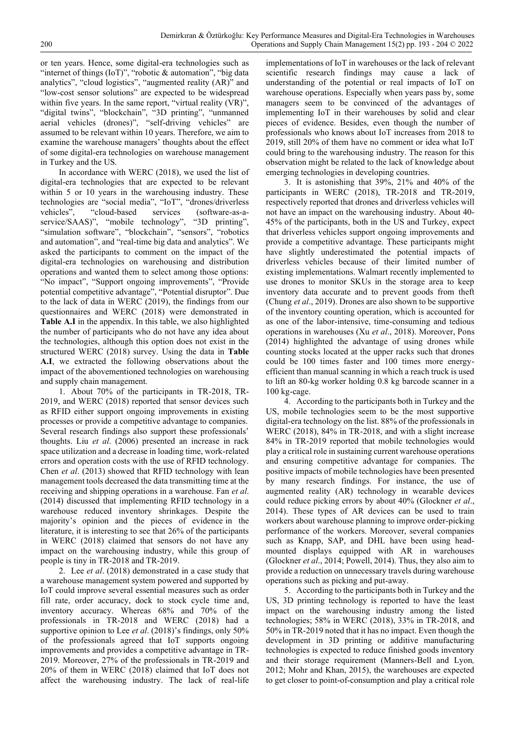or ten years. Hence, some digital-era technologies such as "internet of things (IoT)", "robotic & automation", "big data analytics", "cloud logistics", "augmented reality (AR)" and "low-cost sensor solutions" are expected to be widespread within five years. In the same report, "virtual reality (VR)", "digital twins", "blockchain", "3D printing", "unmanned aerial vehicles (drones)", "self-driving vehicles" are assumed to be relevant within 10 years. Therefore, we aim to examine the warehouse managers' thoughts about the effect of some digital-era technologies on warehouse management in Turkey and the US.

In accordance with WERC (2018), we used the list of digital-era technologies that are expected to be relevant within 5 or 10 years in the warehousing industry. These technologies are "social media", "IoT", "drones/driverless vehicles", "cloud-based services (software-as-a-service/SAAS)", "mobile technology", "3D printing", "simulation software", "blockchain", "sensors", "robotics and automation", and "real-time big data and analytics". We asked the participants to comment on the impact of the digital-era technologies on warehousing and distribution operations and wanted them to select among those options: "No impact", "Support ongoing improvements", "Provide potential competitive advantage", "Potential disruptor". Due to the lack of data in WERC (2019), the findings from our questionnaires and WERC (2018) were demonstrated in **Table A.I** in the appendix. In this table, we also highlighted the number of participants who do not have any idea about the technologies, although this option does not exist in the structured WERC (2018) survey. Using the data in **Table A.I**, we extracted the following observations about the impact of the abovementioned technologies on warehousing and supply chain management.

1. About 70% of the participants in TR-2018, TR-2019, and WERC (2018) reported that sensor devices such as RFID either support ongoing improvements in existing processes or provide a competitive advantage to companies. Several research findings also support these professionals' thoughts. Liu *et al*. (2006) presented an increase in rack space utilization and a decrease in loading time, work-related errors and operation costs with the use of RFID technology. Chen *et al*. (2013) showed that RFID technology with lean management tools decreased the data transmitting time at the receiving and shipping operations in a warehouse. Fan *et al*. (2014) discussed that implementing RFID technology in a warehouse reduced inventory shrinkages. Despite the majority's opinion and the pieces of evidence in the literature, it is interesting to see that 26% of the participants in WERC (2018) claimed that sensors do not have any impact on the warehousing industry, while this group of people is tiny in TR-2018 and TR-2019.

2. Lee *et al*. (2018) demonstrated in a case study that a warehouse management system powered and supported by IoT could improve several essential measures such as order fill rate, order accuracy, dock to stock cycle time and, inventory accuracy. Whereas 68% and 70% of the professionals in TR-2018 and WERC (2018) had a supportive opinion to Lee *et al*. (2018)'s findings, only 50% of the professionals agreed that IoT supports ongoing improvements and provides a competitive advantage in TR-2019. Moreover, 27% of the professionals in TR-2019 and 20% of them in WERC (2018) claimed that IoT does not affect the warehousing industry. The lack of real-life implementations of IoT in warehouses or the lack of relevant scientific research findings may cause a lack of understanding of the potential or real impacts of IoT on warehouse operations. Especially when years pass by, some managers seem to be convinced of the advantages of implementing IoT in their warehouses by solid and clear pieces of evidence. Besides, even though the number of professionals who knows about IoT increases from 2018 to 2019, still 20% of them have no comment or idea what IoT could bring to the warehousing industry. The reason for this observation might be related to the lack of knowledge about emerging technologies in developing countries.

3. It is astonishing that 39%, 21% and 40% of the participants in WERC (2018), TR-2018 and TR-2019, respectively reported that drones and driverless vehicles will not have an impact on the warehousing industry. About 40-45% of the participants, both in the US and Turkey, expect that driverless vehicles support ongoing improvements and provide a competitive advantage. These participants might have slightly underestimated the potential impacts of driverless vehicles because of their limited number of existing implementations. Walmart recently implemented to use drones to monitor SKUs in the storage area to keep inventory data accurate and to prevent goods from theft (Chung *et al*., 2019). Drones are also shown to be supportive of the inventory counting operation, which is accounted for as one of the labor-intensive, time-consuming and tedious operations in warehouses (Xu *et al*., 2018). Moreover, Pons (2014) highlighted the advantage of using drones while counting stocks located at the upper racks such that drones could be 100 times faster and 100 times more energy-efficient than manual scanning in which a reach truck is used to lift an 80-kg worker holding 0.8 kg barcode scanner in a 100 kg-cage.

4. According to the participants both in Turkey and the US, mobile technologies seem to be the most supportive digital-era technology on the list. 88% of the professionals in WERC (2018), 84% in TR-2018, and with a slight increase 84% in TR-2019 reported that mobile technologies would play a critical role in sustaining current warehouse operations and ensuring competitive advantage for companies. The positive impacts of mobile technologies have been presented by many research findings. For instance, the use of augmented reality (AR) technology in wearable devices could reduce picking errors by about 40% (Glockner *et al*., 2014). These types of AR devices can be used to train workers about warehouse planning to improve order-picking performance of the workers. Moreover, several companies such as Knapp, SAP, and DHL have been using head-mounted displays equipped with AR in warehouses (Glockner *et al*., 2014; Powell, 2014). Thus, they also aim to provide a reduction on unnecessary travels during warehouse operations such as picking and put-away.

5. According to the participants both in Turkey and the US, 3D printing technology is reported to have the least impact on the warehousing industry among the listed technologies; 58% in WERC (2018), 33% in TR-2018, and 50% in TR-2019 noted that it has no impact. Even though the development in 3D printing or additive manufacturing technologies is expected to reduce finished goods inventory and their storage requirement (Manners-Bell and Lyon*,* 2012; Mohr and Khan, 2015), the warehouses are expected to get closer to point-of-consumption and play a critical role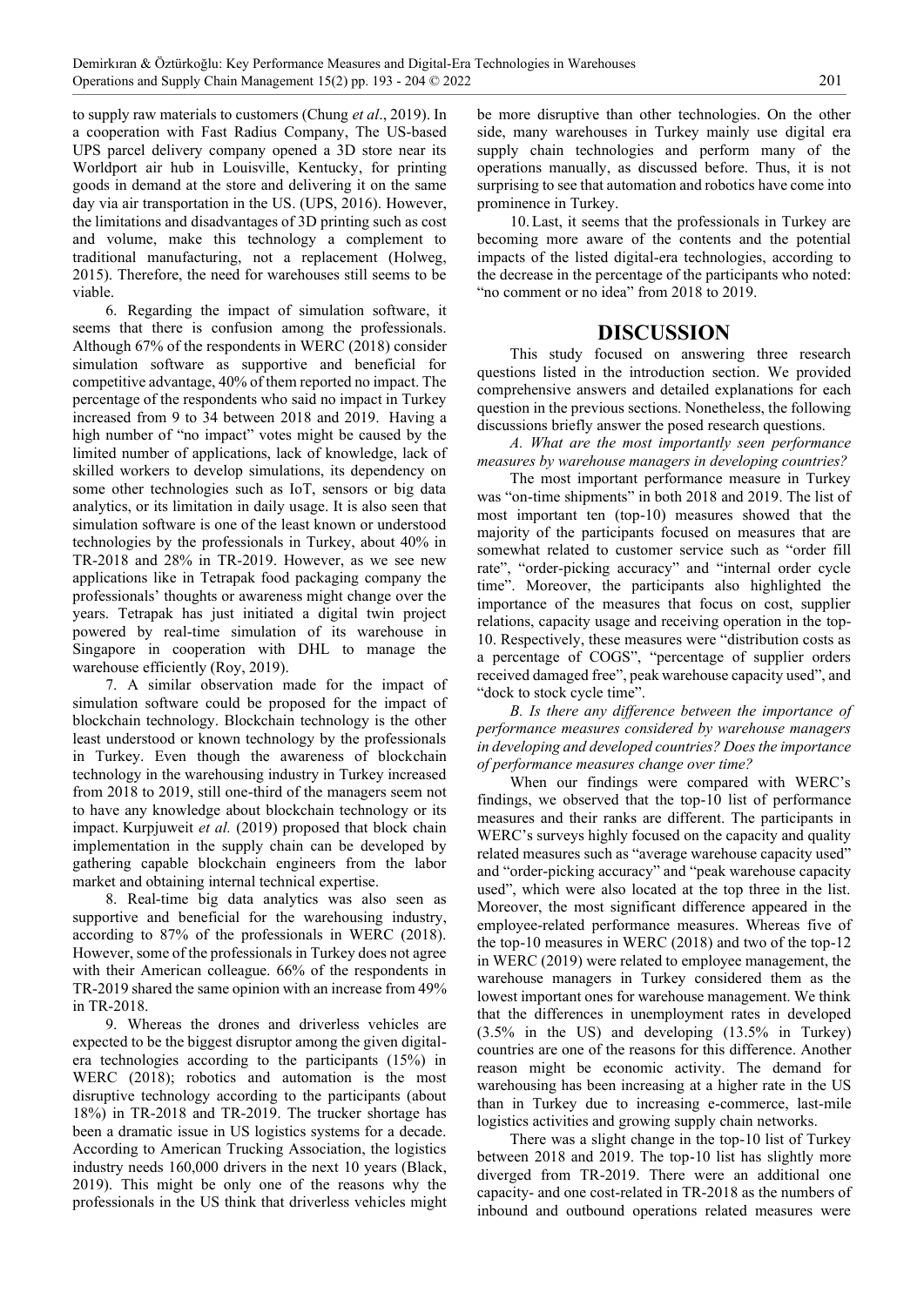to supply raw materials to customers (Chung *et al*., 2019). In a cooperation with Fast Radius Company, The US-based UPS parcel delivery company opened a 3D store near its Worldport air hub in Louisville, Kentucky, for printing goods in demand at the store and delivering it on the same day via air transportation in the US. (UPS, 2016). However, the limitations and disadvantages of 3D printing such as cost and volume, make this technology a complement to traditional manufacturing, not a replacement (Holweg, 2015). Therefore, the need for warehouses still seems to be viable.

6. Regarding the impact of simulation software, it seems that there is confusion among the professionals. Although 67% of the respondents in WERC (2018) consider simulation software as supportive and beneficial for competitive advantage, 40% of them reported no impact. The percentage of the respondents who said no impact in Turkey increased from 9 to 34 between 2018 and 2019. Having a high number of "no impact" votes might be caused by the limited number of applications, lack of knowledge, lack of skilled workers to develop simulations, its dependency on some other technologies such as IoT, sensors or big data analytics, or its limitation in daily usage. It is also seen that simulation software is one of the least known or understood technologies by the professionals in Turkey, about 40% in TR-2018 and 28% in TR-2019. However, as we see new applications like in Tetrapak food packaging company the professionals' thoughts or awareness might change over the years. Tetrapak has just initiated a digital twin project powered by real-time simulation of its warehouse in Singapore in cooperation with DHL to manage the warehouse efficiently (Roy, 2019).

7. A similar observation made for the impact of simulation software could be proposed for the impact of blockchain technology. Blockchain technology is the other least understood or known technology by the professionals in Turkey. Even though the awareness of blockchain technology in the warehousing industry in Turkey increased from 2018 to 2019, still one-third of the managers seem not to have any knowledge about blockchain technology or its impact. Kurpjuweit *et al.* (2019) proposed that block chain implementation in the supply chain can be developed by gathering capable blockchain engineers from the labor market and obtaining internal technical expertise.

8. Real-time big data analytics was also seen as supportive and beneficial for the warehousing industry, according to 87% of the professionals in WERC (2018). However, some of the professionals in Turkey does not agree with their American colleague. 66% of the respondents in TR-2019 shared the same opinion with an increase from 49% in TR-2018.

9. Whereas the drones and driverless vehicles are expected to be the biggest disruptor among the given digital-era technologies according to the participants (15%) in WERC (2018); robotics and automation is the most disruptive technology according to the participants (about 18%) in TR-2018 and TR-2019. The trucker shortage has been a dramatic issue in US logistics systems for a decade. According to American Trucking Association, the logistics industry needs 160,000 drivers in the next 10 years (Black, 2019). This might be only one of the reasons why the professionals in the US think that driverless vehicles might be more disruptive than other technologies. On the other side, many warehouses in Turkey mainly use digital era supply chain technologies and perform many of the operations manually, as discussed before. Thus, it is not surprising to see that automation and robotics have come into prominence in Turkey.

10. Last, it seems that the professionals in Turkey are becoming more aware of the contents and the potential impacts of the listed digital-era technologies, according to the decrease in the percentage of the participants who noted: "no comment or no idea" from 2018 to 2019.

## DISCUSSION

This study focused on answering three research questions listed in the introduction section. We provided comprehensive answers and detailed explanations for each question in the previous sections. Nonetheless, the following discussions briefly answer the posed research questions.

*A. What are the most importantly seen performance measures by warehouse managers in developing countries?*

The most important performance measure in Turkey was "on-time shipments" in both 2018 and 2019. The list of most important ten (top-10) measures showed that the majority of the participants focused on measures that are somewhat related to customer service such as "order fill rate", "order-picking accuracy" and "internal order cycle time". Moreover, the participants also highlighted the importance of the measures that focus on cost, supplier relations, capacity usage and receiving operation in the top-10. Respectively, these measures were "distribution costs as a percentage of COGS", "percentage of supplier orders received damaged free", peak warehouse capacity used", and "dock to stock cycle time".

*B. Is there any difference between the importance of performance measures considered by warehouse managers in developing and developed countries? Does the importance of performance measures change over time?*

When our findings were compared with WERC's findings, we observed that the top-10 list of performance measures and their ranks are different. The participants in WERC's surveys highly focused on the capacity and quality related measures such as "average warehouse capacity used" and "order-picking accuracy" and "peak warehouse capacity used", which were also located at the top three in the list. Moreover, the most significant difference appeared in the employee-related performance measures. Whereas five of the top-10 measures in WERC (2018) and two of the top-12 in WERC (2019) were related to employee management, the warehouse managers in Turkey considered them as the lowest important ones for warehouse management. We think that the differences in unemployment rates in developed (3.5% in the US) and developing (13.5% in Turkey) countries are one of the reasons for this difference. Another reason might be economic activity. The demand for warehousing has been increasing at a higher rate in the US than in Turkey due to increasing e-commerce, last-mile logistics activities and growing supply chain networks.

There was a slight change in the top-10 list of Turkey between 2018 and 2019. The top-10 list has slightly more diverged from TR-2019. There were an additional one capacity- and one cost-related in TR-2018 as the numbers of inbound and outbound operations related measures were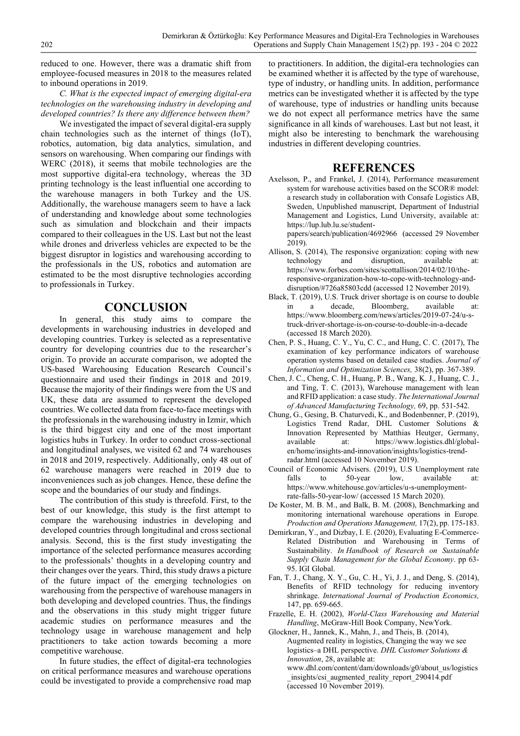reduced to one. However, there was a dramatic shift from employee-focused measures in 2018 to the measures related to inbound operations in 2019.

*C. What is the expected impact of emerging digital-era technologies on the warehousing industry in developing and developed countries? Is there any difference between them?*

We investigated the impact of several digital-era supply chain technologies such as the internet of things (IoT), robotics, automation, big data analytics, simulation, and sensors on warehousing. When comparing our findings with WERC (2018), it seems that mobile technologies are the most supportive digital-era technology, whereas the 3D printing technology is the least influential one according to the warehouse managers in both Turkey and the US. Additionally, the warehouse managers seem to have a lack of understanding and knowledge about some technologies such as simulation and blockchain and their impacts compared to their colleagues in the US. Last but not the least while drones and driverless vehicles are expected to be the biggest disruptor in logistics and warehousing according to the professionals in the US, robotics and automation are estimated to be the most disruptive technologies according to professionals in Turkey.

## CONCLUSION

In general, this study aims to compare the developments in warehousing industries in developed and developing countries. Turkey is selected as a representative country for developing countries due to the researcher's origin. To provide an accurate comparison, we adopted the US-based Warehousing Education Research Council's questionnaire and used their findings in 2018 and 2019. Because the majority of their findings were from the US and UK, these data are assumed to represent the developed countries. We collected data from face-to-face meetings with the professionals in the warehousing industry in Izmir, which is the third biggest city and one of the most important logistics hubs in Turkey. In order to conduct cross-sectional and longitudinal analyses, we visited 62 and 74 warehouses in 2018 and 2019, respectively. Additionally, only 48 out of 62 warehouse managers were reached in 2019 due to inconveniences such as job changes. Hence, these define the scope and the boundaries of our study and findings.

The contribution of this study is threefold. First, to the best of our knowledge, this study is the first attempt to compare the warehousing industries in developing and developed countries through longitudinal and cross sectional analysis. Second, this is the first study investigating the importance of the selected performance measures according to the professionals' thoughts in a developing country and their changes over the years. Third, this study draws a picture of the future impact of the emerging technologies on warehousing from the perspective of warehouse managers in both developing and developed countries. Thus, the findings and the observations in this study might trigger future academic studies on performance measures and the technology usage in warehouse management and help practitioners to take action towards becoming a more competitive warehouse.

In future studies, the effect of digital-era technologies on critical performance measures and warehouse operations could be investigated to provide a comprehensive road map to practitioners. In addition, the digital-era technologies can be examined whether it is affected by the type of warehouse, type of industry, or handling units. In addition, performance metrics can be investigated whether it is affected by the type of warehouse, type of industries or handling units because we do not expect all performance metrics have the same significance in all kinds of warehouses. Last but not least, it might also be interesting to benchmark the warehousing industries in different developing countries.

## REFERENCES

Axelsson, P., and Frankel, J. (2014), Performance measurement system for warehouse activities based on the SCOR® model: a research study in collaboration with Consafe Logistics AB, Sweden, Unpublished manuscript, Department of Industrial Management and Logistics, Lund University, available at: https://lup.lub.lu.se/student-papers/search/publication/4692966 (accessed 29 November 2019).

Allison, S. (2014), The responsive organization: coping with new technology and disruption, available at: https://www.forbes.com/sites/scottallison/2014/02/10/the-responsive-organization-how-to-cope-with-technology-and-disruption/#726a85803cdd (accessed 12 November 2019).

Black, T. (2019), U.S. Truck driver shortage is on course to double in a decade, Bloomberg, available at: https://www.bloomberg.com/news/articles/2019-07-24/u-s-truck-driver-shortage-is-on-course-to-double-in-a-decade (accessed 18 March 2020).

Chen, P. S., Huang, C. Y., Yu, C. C., and Hung, C. C. (2017), The examination of key performance indicators of warehouse operation systems based on detailed case studies. *Journal of Information and Optimization Sciences,* 38(2), pp. 367-389.

Chen, J. C., Cheng, C. H., Huang, P. B., Wang, K. J., Huang, C. J., and Ting, T. C. (2013), Warehouse management with lean and RFID application: a case study. *The International Journal of Advanced Manufacturing Technology,* 69, pp. 531-542.

Chung, G., Gesing, B. Chaturvedi, K., and Bodenbenner, P. (2019), Logistics Trend Radar, DHL Customer Solutions & Innovation Represented by Matthias Heutger, Germany, available at: https://www.logistics.dhl/global-en/home/insights-and-innovation/insights/logistics-trend-radar.html (accessed 10 November 2019).

Council of Economic Advisers. (2019), U.S Unemployment rate falls to 50-year low, available at: https://www.whitehouse.gov/articles/u-s-unemployment-rate-falls-50-year-low/ (accessed 15 March 2020).

De Koster, M. B. M., and Balk, B. M. (2008), Benchmarking and monitoring international warehouse operations in Europe. *Production and Operations Management,* 17(2), pp. 175-183.

Demirkıran, Y., and Dizbay, I. E. (2020), Evaluating E-Commerce-Related Distribution and Warehousing in Terms of Sustainability. *In Handbook of Research on Sustainable Supply Chain Management for the Global Economy*. pp 63-95. IGI Global.

Fan, T. J., Chang, X. Y., Gu, C. H., Yi, J. J., and Deng, S. (2014), Benefits of RFID technology for reducing inventory shrinkage. *International Journal of Production Economics,* 147, pp. 659-665.

Frazelle, E. H. (2002), *World-Class Warehousing and Material Handling*, McGraw-Hill Book Company, NewYork.

Glockner, H., Jannek, K., Mahn, J., and Theis, B. (2014), Augmented reality in logistics, Changing the way we see logistics–a DHL perspective. *DHL Customer Solutions & Innovation*, 28, available at: www.dhl.com/content/dam/downloads/g0/about_us/logistics_insights/csi_augmented_reality_report_290414.pdf (accessed 10 November 2019).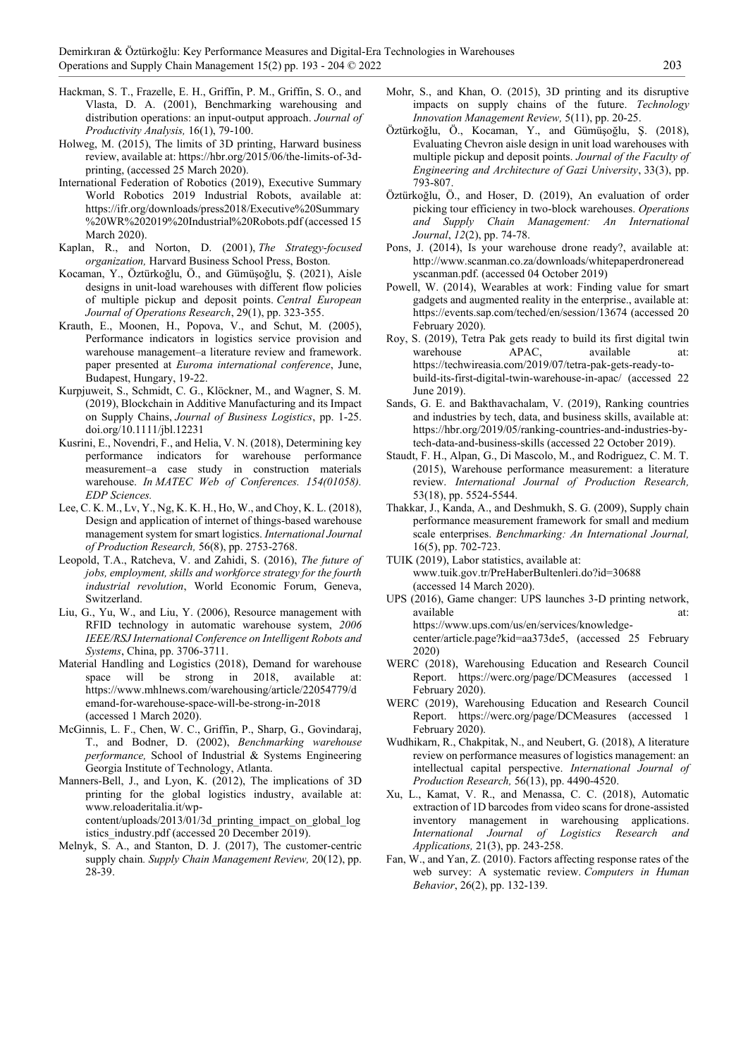Hackman, S. T., Frazelle, E. H., Griffin, P. M., Griffin, S. O., and Vlasta, D. A. (2001), Benchmarking warehousing and distribution operations: an input-output approach. *Journal of Productivity Analysis,* 16(1), 79-100.

Holweg, M. (2015), The limits of 3D printing, Harward business review, available at: https://hbr.org/2015/06/the-limits-of-3d-printing, (accessed 25 March 2020).

International Federation of Robotics (2019), Executive Summary World Robotics 2019 Industrial Robots, available at: https://ifr.org/downloads/press2018/Executive%20Summary%20WR%202019%20Industrial%20Robots.pdf (accessed 15 March 2020).

Kaplan, R., and Norton, D. (2001), *The Strategy-focused organization,* Harvard Business School Press, Boston*.*

Kocaman, Y., Öztürkoğlu, Ö., and Gümüşoğlu, Ş. (2021), Aisle designs in unit-load warehouses with different flow policies of multiple pickup and deposit points. *Central European Journal of Operations Research*, 29(1), pp. 323-355.

Krauth, E., Moonen, H., Popova, V., and Schut, M. (2005), Performance indicators in logistics service provision and warehouse management–a literature review and framework. paper presented at *Euroma international conference*, June, Budapest, Hungary, 19-22.

Kurpjuweit, S., Schmidt, C. G., Klöckner, M., and Wagner, S. M. (2019), Blockchain in Additive Manufacturing and its Impact on Supply Chains, *Journal of Business Logistics*, pp. 1-25. doi.org/10.1111/jbl.12231

Kusrini, E., Novendri, F., and Helia, V. N. (2018), Determining key performance indicators for warehouse performance measurement–a case study in construction materials warehouse. *In MATEC Web of Conferences. 154(01058). EDP Sciences.*

Lee, C. K. M., Lv, Y., Ng, K. K. H., Ho, W., and Choy, K. L. (2018), Design and application of internet of things-based warehouse management system for smart logistics. *International Journal of Production Research,* 56(8), pp. 2753-2768.

Leopold, T.A., Ratcheva, V. and Zahidi, S. (2016), *The future of jobs, employment, skills and workforce strategy for the fourth industrial revolution*, World Economic Forum, Geneva, Switzerland.

Liu, G., Yu, W., and Liu, Y. (2006), Resource management with RFID technology in automatic warehouse system, *2006 IEEE/RSJ International Conference on Intelligent Robots and Systems*, China, pp. 3706-3711.

Material Handling and Logistics (2018), Demand for warehouse space will be strong in 2018, available at: https://www.mhlnews.com/warehousing/article/22054779/demand-for-warehouse-space-will-be-strong-in-2018 (accessed 1 March 2020).

McGinnis, L. F., Chen, W. C., Griffin, P., Sharp, G., Govindaraj, T., and Bodner, D. (2002), *Benchmarking warehouse performance,* School of Industrial & Systems Engineering Georgia Institute of Technology, Atlanta.

Manners-Bell, J., and Lyon, K. (2012), The implications of 3D printing for the global logistics industry, available at: www.reloaderitalia.it/wp-content/uploads/2013/01/3d_printing_impact_on_global_logistics_industry.pdf (accessed 20 December 2019).

Melnyk, S. A., and Stanton, D. J. (2017), The customer-centric supply chain*. Supply Chain Management Review,* 20(12), pp. 28-39.

Mohr, S., and Khan, O. (2015), 3D printing and its disruptive impacts on supply chains of the future. *Technology Innovation Management Review,* 5(11), pp. 20-25.

Öztürkoğlu, Ö., Kocaman, Y., and Gümüşoğlu, Ş. (2018), Evaluating Chevron aisle design in unit load warehouses with multiple pickup and deposit points. *Journal of the Faculty of Engineering and Architecture of Gazi University*, 33(3), pp. 793-807.

Öztürkoğlu, Ö., and Hoser, D. (2019), An evaluation of order picking tour efficiency in two-block warehouses. *Operations and Supply Chain Management: An International Journal*, *12*(2), pp. 74-78.

Pons, J. (2014), Is your warehouse drone ready?, available at: http://www.scanman.co.za/downloads/whitepaperdronereadyscanman.pdf. (accessed 04 October 2019)

Powell, W. (2014), Wearables at work: Finding value for smart gadgets and augmented reality in the enterprise., available at: https://events.sap.com/teched/en/session/13674 (accessed 20 February 2020).

Roy, S. (2019), Tetra Pak gets ready to build its first digital twin warehouse APAC, available at: https://techwireasia.com/2019/07/tetra-pak-gets-ready-to-build-its-first-digital-twin-warehouse-in-apac/ (accessed 22 June 2019).

Sands, G. E. and Bakthavachalam, V. (2019), Ranking countries and industries by tech, data, and business skills, available at: https://hbr.org/2019/05/ranking-countries-and-industries-by-tech-data-and-business-skills (accessed 22 October 2019).

Staudt, F. H., Alpan, G., Di Mascolo, M., and Rodriguez, C. M. T. (2015), Warehouse performance measurement: a literature review. *International Journal of Production Research,* 53(18), pp. 5524-5544.

Thakkar, J., Kanda, A., and Deshmukh, S. G. (2009), Supply chain performance measurement framework for small and medium scale enterprises. *Benchmarking: An International Journal,* 16(5), pp. 702-723.

TUIK (2019), Labor statistics, available at: www.tuik.gov.tr/PreHaberBultenleri.do?id=30688 (accessed 14 March 2020).

UPS (2016), Game changer: UPS launches 3-D printing network, available at: https://www.ups.com/us/en/services/knowledge-center/article.page?kid=aa373de5, (accessed 25 February 2020)

WERC (2018), Warehousing Education and Research Council Report. https://werc.org/page/DCMeasures (accessed 1 February 2020).

WERC (2019), Warehousing Education and Research Council Report. https://werc.org/page/DCMeasures (accessed 1 February 2020).

Wudhikarn, R., Chakpitak, N., and Neubert, G. (2018), A literature review on performance measures of logistics management: an intellectual capital perspective. *International Journal of Production Research,* 56(13), pp. 4490-4520.

Xu, L., Kamat, V. R., and Menassa, C. C. (2018), Automatic extraction of 1D barcodes from video scans for drone-assisted inventory management in warehousing applications. *International Journal of Logistics Research and Applications,* 21(3), pp. 243-258.

Fan, W., and Yan, Z. (2010). Factors affecting response rates of the web survey: A systematic review. *Computers in Human Behavior*, 26(2), pp. 132-139.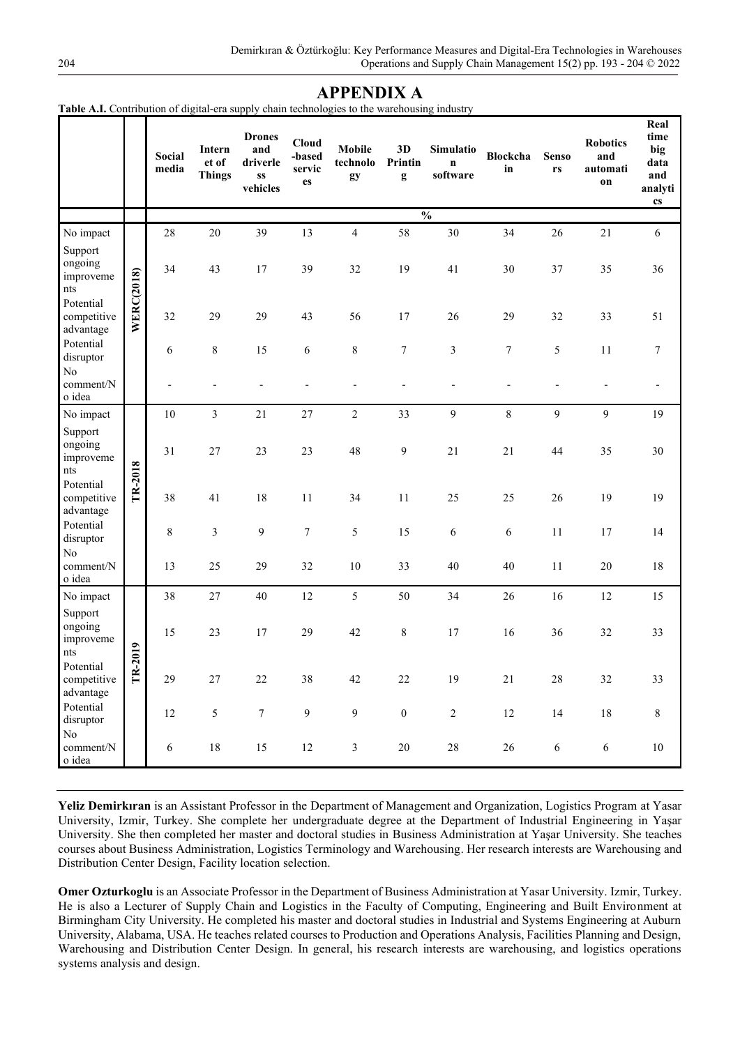# APPENDIX A

**Table A.I.** Contribution of digital-era supply chain technologies to the warehousing industry

| | | Social media | Internet of Things | Drones and driverless vehicles | Cloud-based services | Mobile technology | 3D Printing | Simulation software | Blockchain | Sensors | Robotics and automation | Real time big data and analytics |
|---|---|---|---|---|---|---|---|---|---|---|---|---|
| | | % | | | | | | | | | | |
| No impact | WERC(2018) | 28 | 20 | 39 | 13 | 4 | 58 | 30 | 34 | 26 | 21 | 6 |
| Support ongoing improvements | | 34 | 43 | 17 | 39 | 32 | 19 | 41 | 30 | 37 | 35 | 36 |
| Potential competitive advantage | | 32 | 29 | 29 | 43 | 56 | 17 | 26 | 29 | 32 | 33 | 51 |
| Potential disruptor | | 6 | 8 | 15 | 6 | 8 | 7 | 3 | 7 | 5 | 11 | 7 |
| No comment/No idea | | - | - | - | - | - | - | - | - | - | - | - |
| No impact | TR-2018 | 10 | 3 | 21 | 27 | 2 | 33 | 9 | 8 | 9 | 9 | 19 |
| Support ongoing improvements | | 31 | 27 | 23 | 23 | 48 | 9 | 21 | 21 | 44 | 35 | 30 |
| Potential competitive advantage | | 38 | 41 | 18 | 11 | 34 | 11 | 25 | 25 | 26 | 19 | 19 |
| Potential disruptor | | 8 | 3 | 9 | 7 | 5 | 15 | 6 | 6 | 11 | 17 | 14 |
| No comment/No idea | | 13 | 25 | 29 | 32 | 10 | 33 | 40 | 40 | 11 | 20 | 18 |
| No impact | TR-2019 | 38 | 27 | 40 | 12 | 5 | 50 | 34 | 26 | 16 | 12 | 15 |
| Support ongoing improvements | | 15 | 23 | 17 | 29 | 42 | 8 | 17 | 16 | 36 | 32 | 33 |
| Potential competitive advantage | | 29 | 27 | 22 | 38 | 42 | 22 | 19 | 21 | 28 | 32 | 33 |
| Potential disruptor | | 12 | 5 | 7 | 9 | 9 | 0 | 2 | 12 | 14 | 18 | 8 |
| No comment/No idea | | 6 | 18 | 15 | 12 | 3 | 20 | 28 | 26 | 6 | 6 | 10 |

**Yeliz Demirkıran** is an Assistant Professor in the Department of Management and Organization, Logistics Program at Yasar University, Izmir, Turkey. She complete her undergraduate degree at the Department of Industrial Engineering in Yaşar University. She then completed her master and doctoral studies in Business Administration at Yaşar University. She teaches courses about Business Administration, Logistics Terminology and Warehousing. Her research interests are Warehousing and Distribution Center Design, Facility location selection.

**Omer Ozturkoglu** is an Associate Professor in the Department of Business Administration at Yasar University. Izmir, Turkey. He is also a Lecturer of Supply Chain and Logistics in the Faculty of Computing, Engineering and Built Environment at Birmingham City University. He completed his master and doctoral studies in Industrial and Systems Engineering at Auburn University, Alabama, USA. He teaches related courses to Production and Operations Analysis, Facilities Planning and Design, Warehousing and Distribution Center Design. In general, his research interests are warehousing, and logistics operations systems analysis and design.